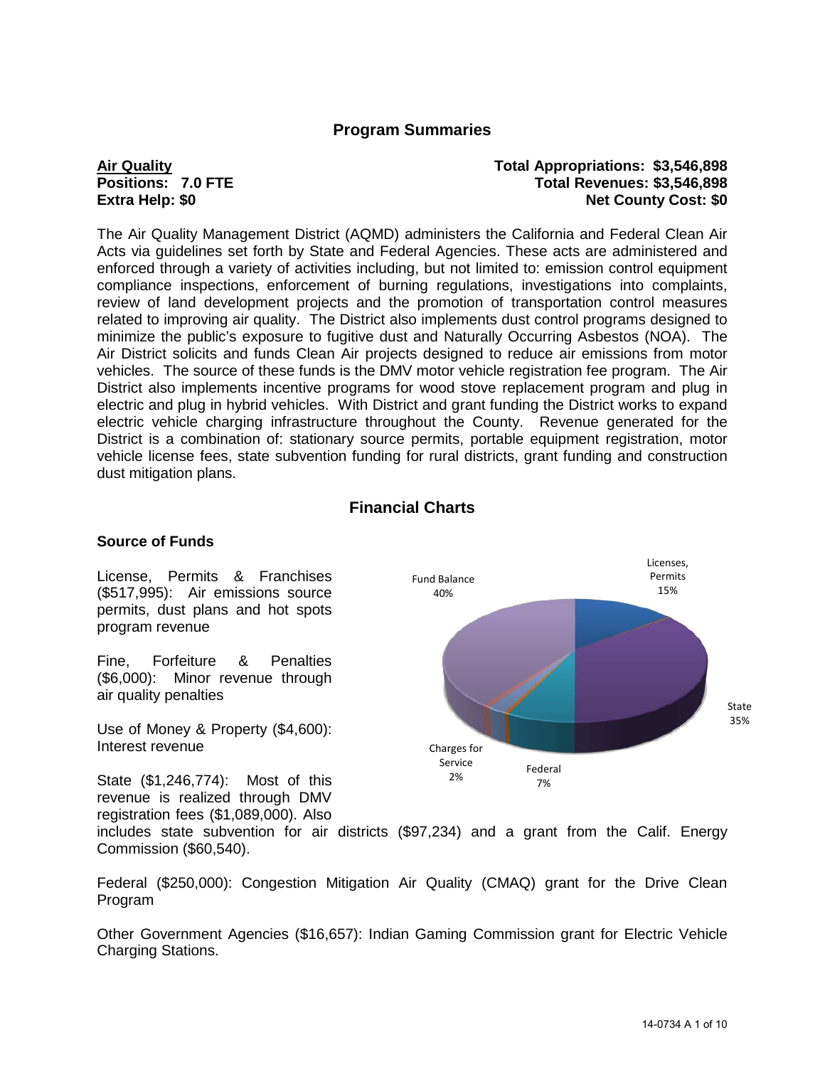## Program Summaries

**Air Quality** **Total Appropriations: $3,546,898**
**Positions: 7.0 FTE** **Total Revenues: $3,546,898**
**Extra Help: $0** **Net County Cost: $0**

The Air Quality Management District (AQMD) administers the California and Federal Clean Air Acts via guidelines set forth by State and Federal Agencies. These acts are administered and enforced through a variety of activities including, but not limited to: emission control equipment compliance inspections, enforcement of burning regulations, investigations into complaints, review of land development projects and the promotion of transportation control measures related to improving air quality. The District also implements dust control programs designed to minimize the public's exposure to fugitive dust and Naturally Occurring Asbestos (NOA). The Air District solicits and funds Clean Air projects designed to reduce air emissions from motor vehicles. The source of these funds is the DMV motor vehicle registration fee program. The Air District also implements incentive programs for wood stove replacement program and plug in electric and plug in hybrid vehicles. With District and grant funding the District works to expand electric vehicle charging infrastructure throughout the County. Revenue generated for the District is a combination of: stationary source permits, portable equipment registration, motor vehicle license fees, state subvention funding for rural districts, grant funding and construction dust mitigation plans.

## Financial Charts

### Source of Funds

Fund Balance 40%

Licenses, Permits 15%

State 35%

Federal 7%

Charges for Service 2%

License, Permits & Franchises ($517,995): Air emissions source permits, dust plans and hot spots program revenue

Fine, Forfeiture & Penalties ($6,000): Minor revenue through air quality penalties

Use of Money & Property ($4,600): Interest revenue

State ($1,246,774): Most of this revenue is realized through DMV registration fees ($1,089,000). Also includes state subvention for air districts ($97,234) and a grant from the Calif. Energy Commission ($60,540).

Federal ($250,000): Congestion Mitigation Air Quality (CMAQ) grant for the Drive Clean Program

Other Government Agencies ($16,657): Indian Gaming Commission grant for Electric Vehicle Charging Stations.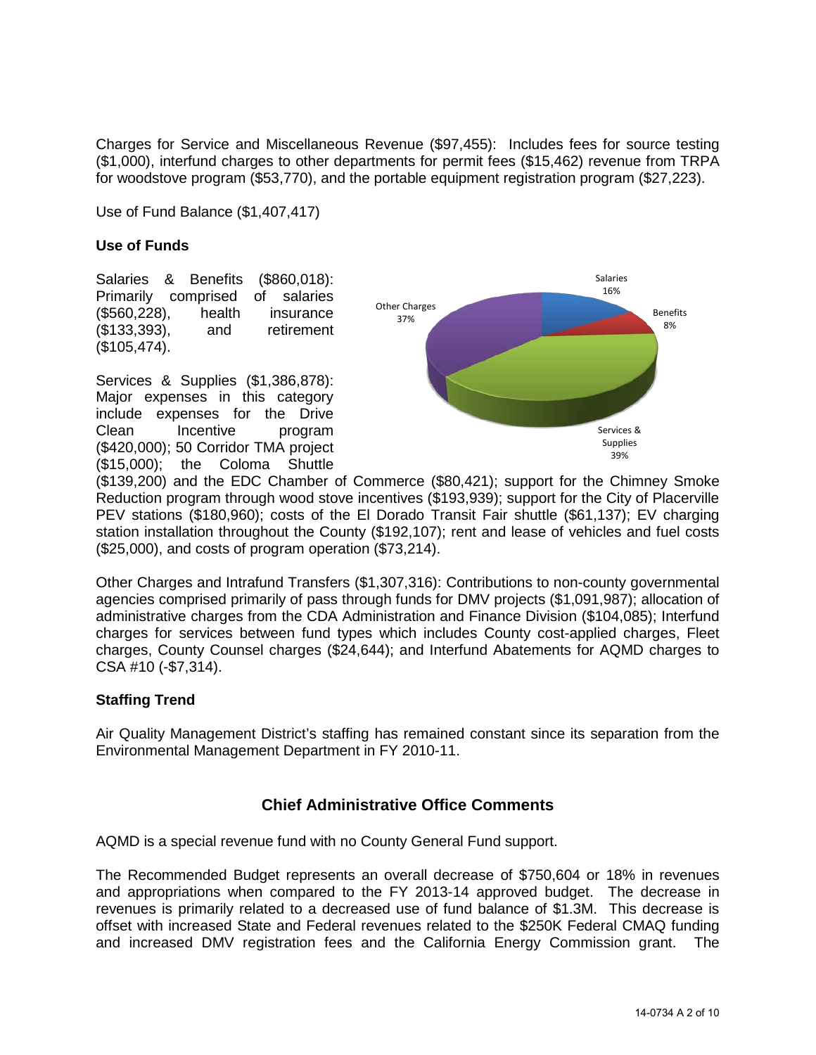Charges for Service and Miscellaneous Revenue ($97,455): Includes fees for source testing ($1,000), interfund charges to other departments for permit fees ($15,462) revenue from TRPA for woodstove program ($53,770), and the portable equipment registration program ($27,223).

Use of Fund Balance ($1,407,417)

**Use of Funds**

Salaries & Benefits ($860,018): Primarily comprised of salaries ($560,228), health insurance ($133,393), and retirement ($105,474).

Services & Supplies ($1,386,878): Major expenses in this category include expenses for the Drive Clean Incentive program ($420,000); 50 Corridor TMA project ($15,000); the Coloma Shuttle ($139,200) and the EDC Chamber of Commerce ($80,421); support for the Chimney Smoke Reduction program through wood stove incentives ($193,939); support for the City of Placerville PEV stations ($180,960); costs of the El Dorado Transit Fair shuttle ($61,137); EV charging station installation throughout the County ($192,107); rent and lease of vehicles and fuel costs ($25,000), and costs of program operation ($73,214).

Salaries 16%
Benefits 8%
Services & Supplies 39%
Other Charges 37%

Other Charges and Intrafund Transfers ($1,307,316): Contributions to non-county governmental agencies comprised primarily of pass through funds for DMV projects ($1,091,987); allocation of administrative charges from the CDA Administration and Finance Division ($104,085); Interfund charges for services between fund types which includes County cost-applied charges, Fleet charges, County Counsel charges ($24,644); and Interfund Abatements for AQMD charges to CSA #10 (-$7,314).

**Staffing Trend**

Air Quality Management District's staffing has remained constant since its separation from the Environmental Management Department in FY 2010-11.

## Chief Administrative Office Comments

AQMD is a special revenue fund with no County General Fund support.

The Recommended Budget represents an overall decrease of $750,604 or 18% in revenues and appropriations when compared to the FY 2013-14 approved budget. The decrease in revenues is primarily related to a decreased use of fund balance of $1.3M. This decrease is offset with increased State and Federal revenues related to the $250K Federal CMAQ funding and increased DMV registration fees and the California Energy Commission grant. The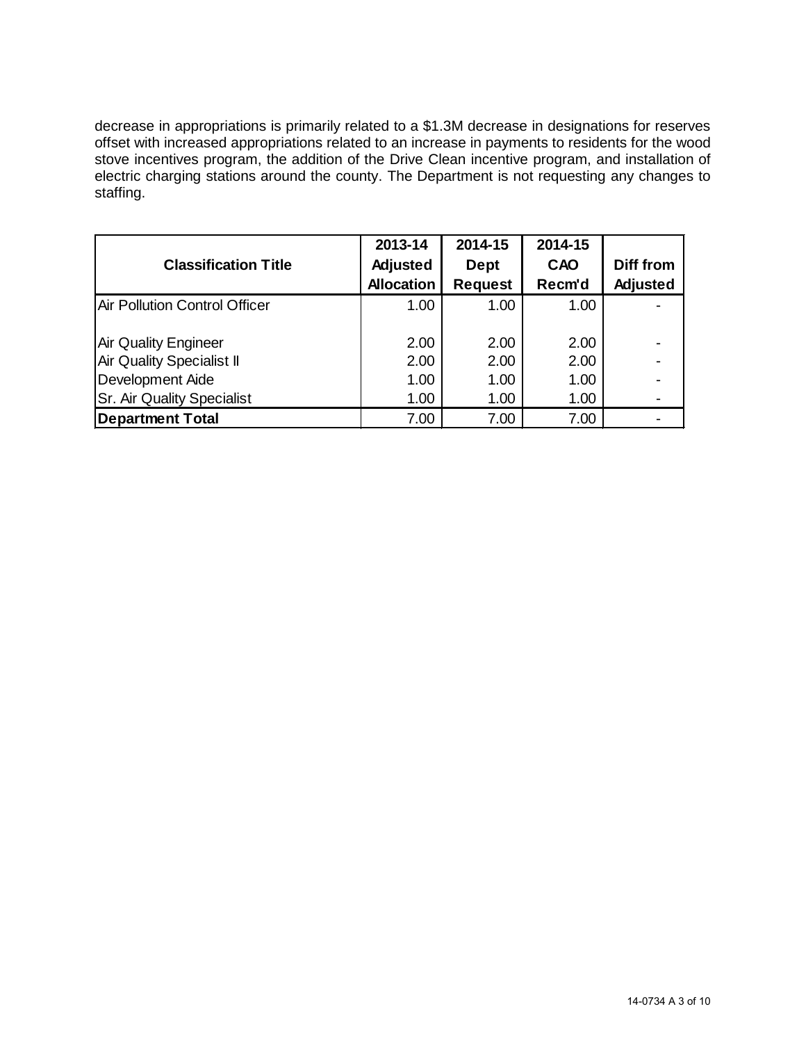decrease in appropriations is primarily related to a $1.3M decrease in designations for reserves offset with increased appropriations related to an increase in payments to residents for the wood stove incentives program, the addition of the Drive Clean incentive program, and installation of electric charging stations around the county. The Department is not requesting any changes to staffing.

| Classification Title | 2013-14 Adjusted Allocation | 2014-15 Dept Request | 2014-15 CAO Recm'd | Diff from Adjusted |
|---|---|---|---|---|
| Air Pollution Control Officer | 1.00 | 1.00 | 1.00 | - |
| Air Quality Engineer | 2.00 | 2.00 | 2.00 | - |
| Air Quality Specialist II | 2.00 | 2.00 | 2.00 | - |
| Development Aide | 1.00 | 1.00 | 1.00 | - |
| Sr. Air Quality Specialist | 1.00 | 1.00 | 1.00 | - |
| **Department Total** | 7.00 | 7.00 | 7.00 | - |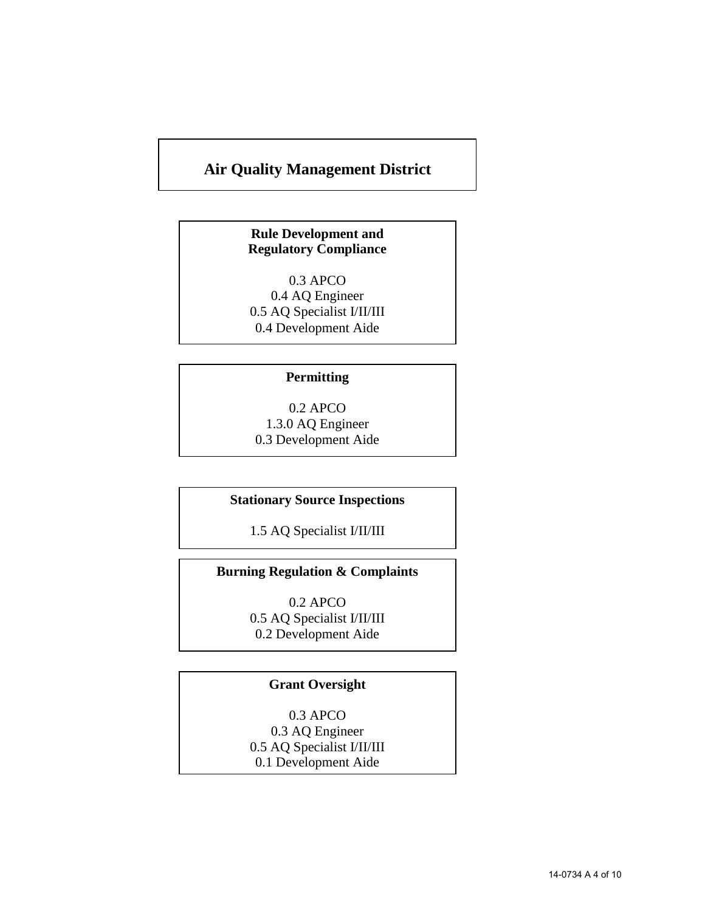# Air Quality Management District

**Rule Development and Regulatory Compliance**

0.3 APCO
0.4 AQ Engineer
0.5 AQ Specialist I/II/III
0.4 Development Aide

**Permitting**

0.2 APCO
1.3.0 AQ Engineer
0.3 Development Aide

**Stationary Source Inspections**

1.5 AQ Specialist I/II/III

**Burning Regulation & Complaints**

0.2 APCO
0.5 AQ Specialist I/II/III
0.2 Development Aide

**Grant Oversight**

0.3 APCO
0.3 AQ Engineer
0.5 AQ Specialist I/II/III
0.1 Development Aide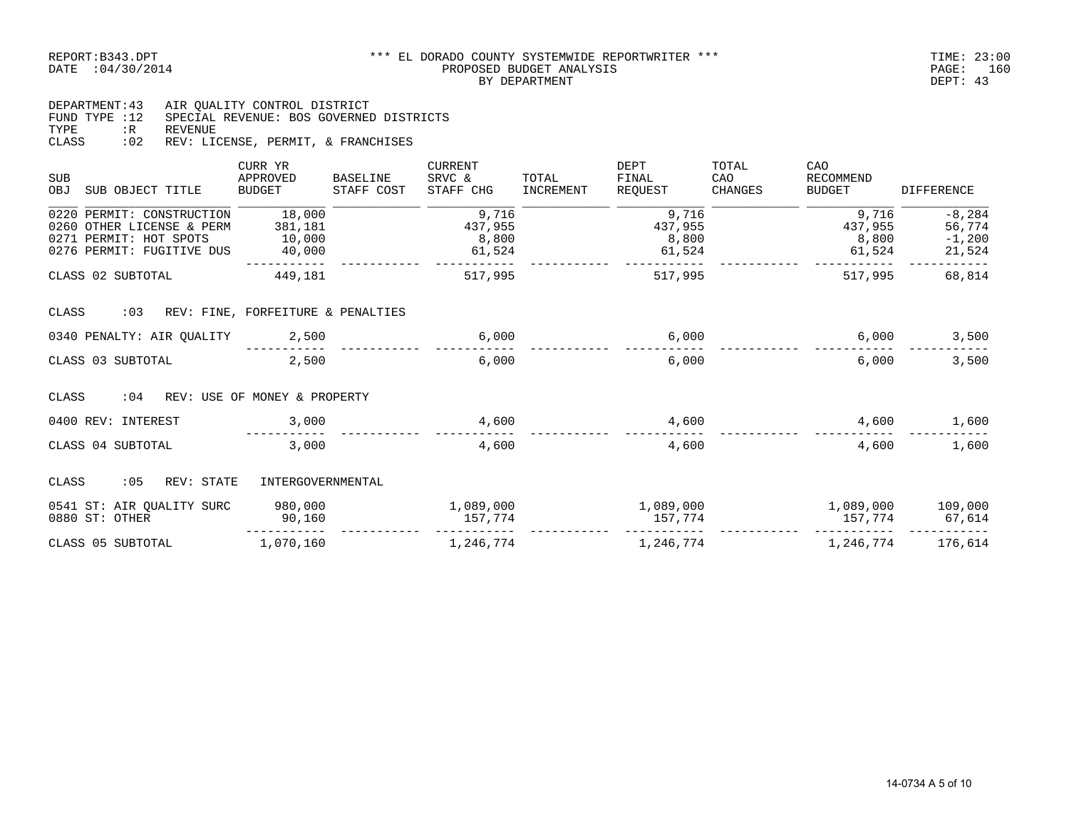REPORT:B343.DPT *** EL DORADO COUNTY SYSTEMWIDE REPORTWRITER ***
DATE :04/30/2014 PROPOSED BUDGET ANALYSIS
BY DEPARTMENT
TIME: 23:00
PAGE: 160
DEPT: 43

DEPARTMENT:43 AIR QUALITY CONTROL DISTRICT
FUND TYPE :12 SPECIAL REVENUE: BOS GOVERNED DISTRICTS
TYPE :R REVENUE
CLASS :02 REV: LICENSE, PERMIT, & FRANCHISES

| SUB OBJ | SUB OBJECT TITLE | CURR YR APPROVED BUDGET | BASELINE STAFF COST | CURRENT SRVC & STAFF CHG | TOTAL INCREMENT | DEPT FINAL REQUEST | TOTAL CAO CHANGES | CAO RECOMMEND BUDGET | DIFFERENCE |
|---|---|---|---|---|---|---|---|---|---|
| 0220 | PERMIT: CONSTRUCTION | 18,000 | | 9,716 | | 9,716 | | 9,716 | -8,284 |
| 0260 | OTHER LICENSE & PERM | 381,181 | | 437,955 | | 437,955 | | 437,955 | 56,774 |
| 0271 | PERMIT: HOT SPOTS | 10,000 | | 8,800 | | 8,800 | | 8,800 | -1,200 |
| 0276 | PERMIT: FUGITIVE DUS | 40,000 | | 61,524 | | 61,524 | | 61,524 | 21,524 |
| | CLASS 02 SUBTOTAL | 449,181 | | 517,995 | | 517,995 | | 517,995 | 68,814 |
| | **CLASS :03 REV: FINE, FORFEITURE & PENALTIES** | | | | | | | | |
| 0340 | PENALTY: AIR QUALITY | 2,500 | | 6,000 | | 6,000 | | 6,000 | 3,500 |
| | CLASS 03 SUBTOTAL | 2,500 | | 6,000 | | 6,000 | | 6,000 | 3,500 |
| | **CLASS :04 REV: USE OF MONEY & PROPERTY** | | | | | | | | |
| 0400 | REV: INTEREST | 3,000 | | 4,600 | | 4,600 | | 4,600 | 1,600 |
| | CLASS 04 SUBTOTAL | 3,000 | | 4,600 | | 4,600 | | 4,600 | 1,600 |
| | **CLASS :05 REV: STATE INTERGOVERNMENTAL** | | | | | | | | |
| 0541 | ST: AIR QUALITY SURC | 980,000 | | 1,089,000 | | 1,089,000 | | 1,089,000 | 109,000 |
| 0880 | ST: OTHER | 90,160 | | 157,774 | | 157,774 | | 157,774 | 67,614 |
| | CLASS 05 SUBTOTAL | 1,070,160 | | 1,246,774 | | 1,246,774 | | 1,246,774 | 176,614 |

14-0734 A 5 of 10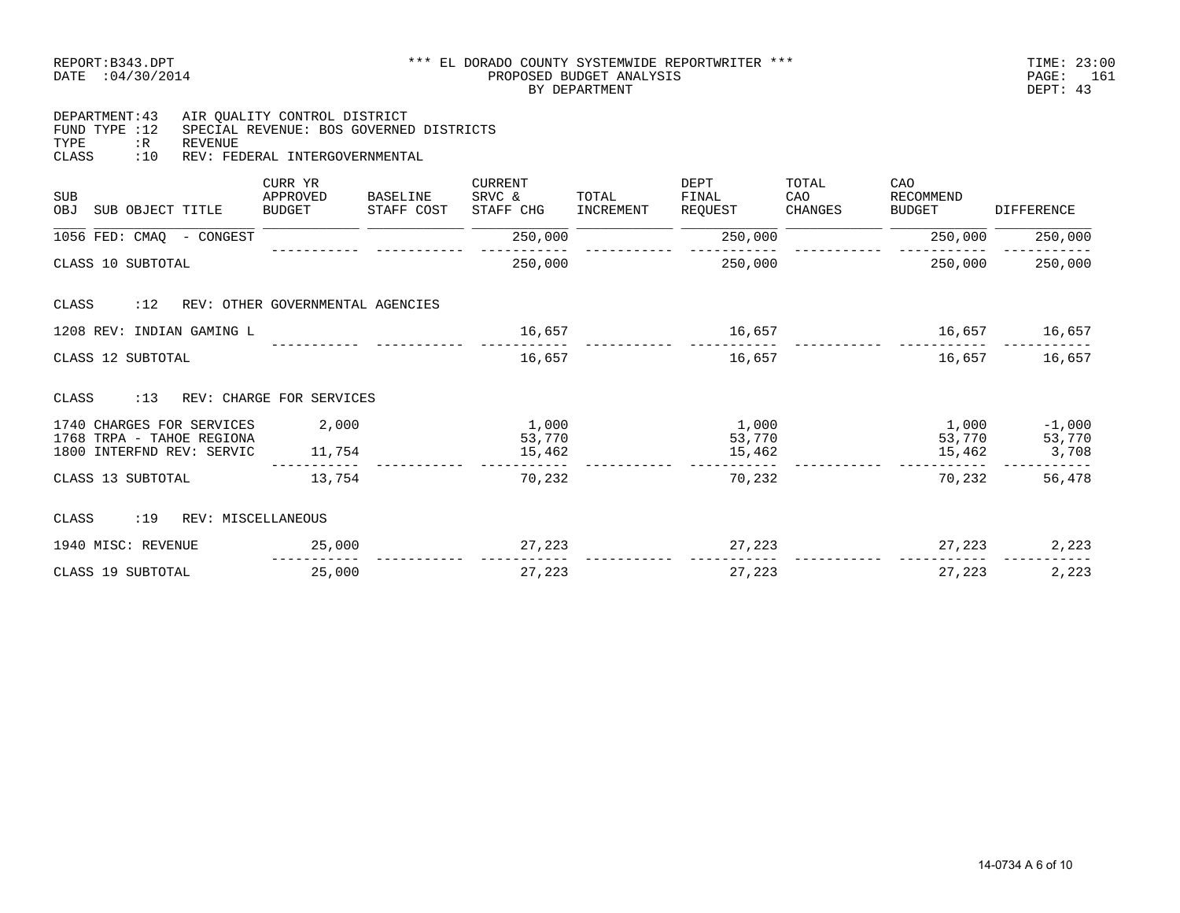REPORT:B343.DPT *** EL DORADO COUNTY SYSTEMWIDE REPORTWRITER *** TIME: 23:00
DATE :04/30/2014 PROPOSED BUDGET ANALYSIS PAGE: 161
BY DEPARTMENT DEPT: 43

DEPARTMENT:43 AIR QUALITY CONTROL DISTRICT
FUND TYPE :12 SPECIAL REVENUE: BOS GOVERNED DISTRICTS
TYPE :R REVENUE
CLASS :10 REV: FEDERAL INTERGOVERNMENTAL

| SUB OBJ | SUB OBJECT TITLE | CURR YR APPROVED BUDGET | BASELINE STAFF COST | CURRENT SRVC & STAFF CHG | TOTAL INCREMENT | DEPT FINAL REQUEST | TOTAL CAO CHANGES | CAO RECOMMEND BUDGET | DIFFERENCE |
|---|---|---|---|---|---|---|---|---|---|
| 1056 | FED: CMAQ - CONGEST | | | 250,000 | | 250,000 | | 250,000 | 250,000 |
| | CLASS 10 SUBTOTAL | | | 250,000 | | 250,000 | | 250,000 | 250,000 |
| | **CLASS :12 REV: OTHER GOVERNMENTAL AGENCIES** | | | | | | | | |
| 1208 | REV: INDIAN GAMING L | | | 16,657 | | 16,657 | | 16,657 | 16,657 |
| | CLASS 12 SUBTOTAL | | | 16,657 | | 16,657 | | 16,657 | 16,657 |
| | **CLASS :13 REV: CHARGE FOR SERVICES** | | | | | | | | |
| 1740 | CHARGES FOR SERVICES | 2,000 | | 1,000 | | 1,000 | | 1,000 | -1,000 |
| 1768 | TRPA - TAHOE REGIONA | | | 53,770 | | 53,770 | | 53,770 | 53,770 |
| 1800 | INTERFND REV: SERVIC | 11,754 | | 15,462 | | 15,462 | | 15,462 | 3,708 |
| | CLASS 13 SUBTOTAL | 13,754 | | 70,232 | | 70,232 | | 70,232 | 56,478 |
| | **CLASS :19 REV: MISCELLANEOUS** | | | | | | | | |
| 1940 | MISC: REVENUE | 25,000 | | 27,223 | | 27,223 | | 27,223 | 2,223 |
| | CLASS 19 SUBTOTAL | 25,000 | | 27,223 | | 27,223 | | 27,223 | 2,223 |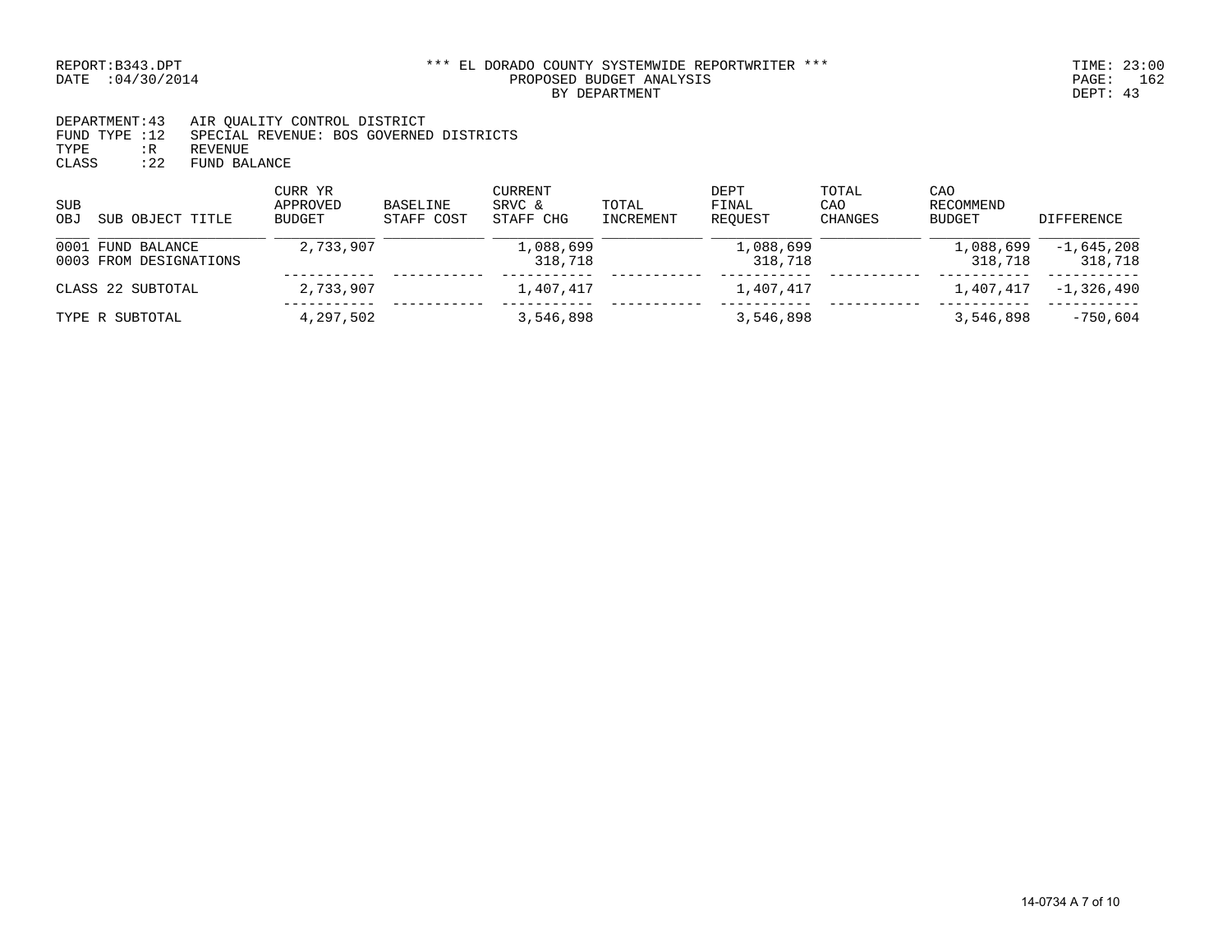REPORT:B343.DPT *** EL DORADO COUNTY SYSTEMWIDE REPORTWRITER *** TIME: 23:00
DATE :04/30/2014 PROPOSED BUDGET ANALYSIS PAGE: 162
BY DEPARTMENT DEPT: 43

DEPARTMENT:43 AIR QUALITY CONTROL DISTRICT
FUND TYPE :12 SPECIAL REVENUE: BOS GOVERNED DISTRICTS
TYPE :R REVENUE
CLASS :22 FUND BALANCE

| SUB OBJ | SUB OBJECT TITLE | CURR YR APPROVED BUDGET | BASELINE STAFF COST | CURRENT SRVC & STAFF CHG | TOTAL INCREMENT | DEPT FINAL REQUEST | TOTAL CAO CHANGES | CAO RECOMMEND BUDGET | DIFFERENCE |
|---|---|---|---|---|---|---|---|---|---|
| 0001 | FUND BALANCE | 2,733,907 | | 1,088,699 | | 1,088,699 | | 1,088,699 | -1,645,208 |
| 0003 | FROM DESIGNATIONS | | | 318,718 | | 318,718 | | 318,718 | 318,718 |
| CLASS 22 SUBTOTAL | | 2,733,907 | | 1,407,417 | | 1,407,417 | | 1,407,417 | -1,326,490 |
| TYPE R SUBTOTAL | | 4,297,502 | | 3,546,898 | | 3,546,898 | | 3,546,898 | -750,604 |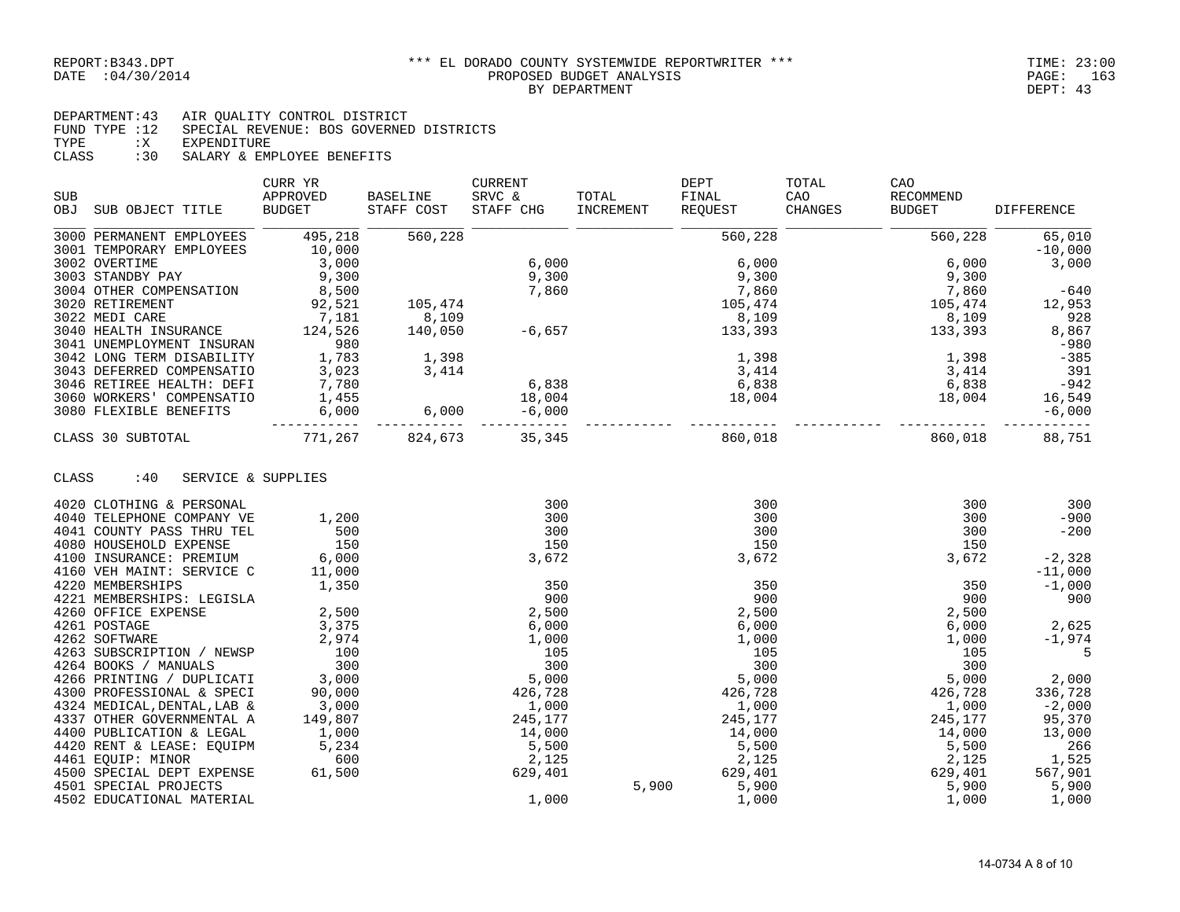REPORT:B343.DPT *** EL DORADO COUNTY SYSTEMWIDE REPORTWRITER *** TIME: 23:00
DATE :04/30/2014 PROPOSED BUDGET ANALYSIS PAGE: 163
BY DEPARTMENT DEPT: 43

DEPARTMENT:43 AIR QUALITY CONTROL DISTRICT
FUND TYPE :12 SPECIAL REVENUE: BOS GOVERNED DISTRICTS
TYPE :X EXPENDITURE
CLASS :30 SALARY & EMPLOYEE BENEFITS

| SUB OBJ | SUB OBJECT TITLE | CURR YR APPROVED BUDGET | BASELINE STAFF COST | CURRENT SRVC & STAFF CHG | TOTAL INCREMENT | DEPT FINAL REQUEST | TOTAL CAO CHANGES | CAO RECOMMEND BUDGET | DIFFERENCE |
|---|---|---|---|---|---|---|---|---|---|
| 3000 | PERMANENT EMPLOYEES | 495,218 | 560,228 | | | 560,228 | | 560,228 | 65,010 |
| 3001 | TEMPORARY EMPLOYEES | 10,000 | | | | | | | -10,000 |
| 3002 | OVERTIME | 3,000 | | 6,000 | | 6,000 | | 6,000 | 3,000 |
| 3003 | STANDBY PAY | 9,300 | | 9,300 | | 9,300 | | 9,300 | |
| 3004 | OTHER COMPENSATION | 8,500 | | 7,860 | | 7,860 | | 7,860 | -640 |
| 3020 | RETIREMENT | 92,521 | 105,474 | | | 105,474 | | 105,474 | 12,953 |
| 3022 | MEDI CARE | 7,181 | 8,109 | | | 8,109 | | 8,109 | 928 |
| 3040 | HEALTH INSURANCE | 124,526 | 140,050 | -6,657 | | 133,393 | | 133,393 | 8,867 |
| 3041 | UNEMPLOYMENT INSURAN | 980 | | | | | | | -980 |
| 3042 | LONG TERM DISABILITY | 1,783 | 1,398 | | | 1,398 | | 1,398 | -385 |
| 3043 | DEFERRED COMPENSATIO | 3,023 | 3,414 | | | 3,414 | | 3,414 | 391 |
| 3046 | RETIREE HEALTH: DEFI | 7,780 | | 6,838 | | 6,838 | | 6,838 | -942 |
| 3060 | WORKERS' COMPENSATIO | 1,455 | | 18,004 | | 18,004 | | 18,004 | 16,549 |
| 3080 | FLEXIBLE BENEFITS | 6,000 | 6,000 | -6,000 | | | | | -6,000 |
| | CLASS 30 SUBTOTAL | 771,267 | 824,673 | 35,345 | | 860,018 | | 860,018 | 88,751 |

CLASS :40 SERVICE & SUPPLIES

| SUB OBJ | SUB OBJECT TITLE | CURR YR APPROVED BUDGET | BASELINE STAFF COST | CURRENT SRVC & STAFF CHG | TOTAL INCREMENT | DEPT FINAL REQUEST | TOTAL CAO CHANGES | CAO RECOMMEND BUDGET | DIFFERENCE |
|---|---|---|---|---|---|---|---|---|---|
| 4020 | CLOTHING & PERSONAL | | | 300 | | 300 | | 300 | 300 |
| 4040 | TELEPHONE COMPANY VE | 1,200 | | 300 | | 300 | | 300 | -900 |
| 4041 | COUNTY PASS THRU TEL | 500 | | 300 | | 300 | | 300 | -200 |
| 4080 | HOUSEHOLD EXPENSE | 150 | | 150 | | 150 | | 150 | |
| 4100 | INSURANCE: PREMIUM | 6,000 | | 3,672 | | 3,672 | | 3,672 | -2,328 |
| 4160 | VEH MAINT: SERVICE C | 11,000 | | | | | | | -11,000 |
| 4220 | MEMBERSHIPS | 1,350 | | 350 | | 350 | | 350 | -1,000 |
| 4221 | MEMBERSHIPS: LEGISLA | | | 900 | | 900 | | 900 | 900 |
| 4260 | OFFICE EXPENSE | 2,500 | | 2,500 | | 2,500 | | 2,500 | |
| 4261 | POSTAGE | 3,375 | | 6,000 | | 6,000 | | 6,000 | 2,625 |
| 4262 | SOFTWARE | 2,974 | | 1,000 | | 1,000 | | 1,000 | -1,974 |
| 4263 | SUBSCRIPTION / NEWSP | 100 | | 105 | | 105 | | 105 | 5 |
| 4264 | BOOKS / MANUALS | 300 | | 300 | | 300 | | 300 | |
| 4266 | PRINTING / DUPLICATI | 3,000 | | 5,000 | | 5,000 | | 5,000 | 2,000 |
| 4300 | PROFESSIONAL & SPECI | 90,000 | | 426,728 | | 426,728 | | 426,728 | 336,728 |
| 4324 | MEDICAL,DENTAL,LAB & | 3,000 | | 1,000 | | 1,000 | | 1,000 | -2,000 |
| 4337 | OTHER GOVERNMENTAL A | 149,807 | | 245,177 | | 245,177 | | 245,177 | 95,370 |
| 4400 | PUBLICATION & LEGAL | 1,000 | | 14,000 | | 14,000 | | 14,000 | 13,000 |
| 4420 | RENT & LEASE: EQUIPM | 5,234 | | 5,500 | | 5,500 | | 5,500 | 266 |
| 4461 | EQUIP: MINOR | 600 | | 2,125 | | 2,125 | | 2,125 | 1,525 |
| 4500 | SPECIAL DEPT EXPENSE | 61,500 | | 629,401 | | 629,401 | | 629,401 | 567,901 |
| 4501 | SPECIAL PROJECTS | | | | 5,900 | 5,900 | | 5,900 | 5,900 |
| 4502 | EDUCATIONAL MATERIAL | | | 1,000 | | 1,000 | | 1,000 | 1,000 |

14-0734 A 8 of 10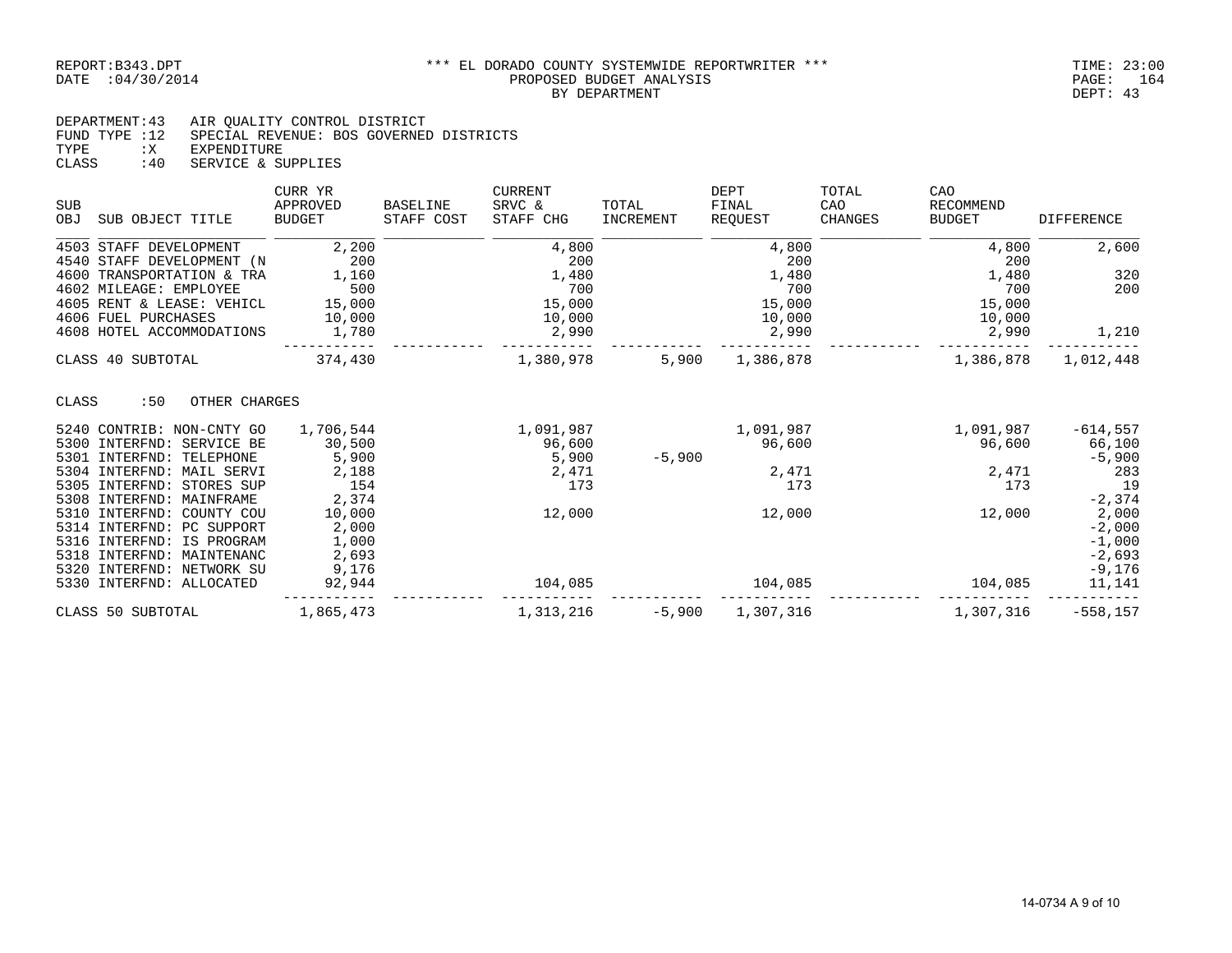REPORT:B343.DPT *** EL DORADO COUNTY SYSTEMWIDE REPORTWRITER *** TIME: 23:00
DATE :04/30/2014 PROPOSED BUDGET ANALYSIS PAGE: 164
BY DEPARTMENT DEPT: 43

DEPARTMENT:43 AIR QUALITY CONTROL DISTRICT
FUND TYPE :12 SPECIAL REVENUE: BOS GOVERNED DISTRICTS
TYPE :X EXPENDITURE
CLASS :40 SERVICE & SUPPLIES

| SUB OBJ | SUB OBJECT TITLE | CURR YR APPROVED BUDGET | BASELINE STAFF COST | CURRENT SRVC & STAFF CHG | TOTAL INCREMENT | DEPT FINAL REQUEST | TOTAL CAO CHANGES | CAO RECOMMEND BUDGET | DIFFERENCE |
|---|---|---|---|---|---|---|---|---|---|
| 4503 | STAFF DEVELOPMENT | 2,200 | | 4,800 | | 4,800 | | 4,800 | 2,600 |
| 4540 | STAFF DEVELOPMENT (N | 200 | | 200 | | 200 | | 200 | |
| 4600 | TRANSPORTATION & TRA | 1,160 | | 1,480 | | 1,480 | | 1,480 | 320 |
| 4602 | MILEAGE: EMPLOYEE | 500 | | 700 | | 700 | | 700 | 200 |
| 4605 | RENT & LEASE: VEHICL | 15,000 | | 15,000 | | 15,000 | | 15,000 | |
| 4606 | FUEL PURCHASES | 10,000 | | 10,000 | | 10,000 | | 10,000 | |
| 4608 | HOTEL ACCOMMODATIONS | 1,780 | | 2,990 | | 2,990 | | 2,990 | 1,210 |
| | CLASS 40 SUBTOTAL | 374,430 | | 1,380,978 | 5,900 | 1,386,878 | | 1,386,878 | 1,012,448 |

CLASS :50 OTHER CHARGES

| SUB OBJ | SUB OBJECT TITLE | CURR YR APPROVED BUDGET | BASELINE STAFF COST | CURRENT SRVC & STAFF CHG | TOTAL INCREMENT | DEPT FINAL REQUEST | TOTAL CAO CHANGES | CAO RECOMMEND BUDGET | DIFFERENCE |
|---|---|---|---|---|---|---|---|---|---|
| 5240 | CONTRIB: NON-CNTY GO | 1,706,544 | | 1,091,987 | | 1,091,987 | | 1,091,987 | -614,557 |
| 5300 | INTERFND: SERVICE BE | 30,500 | | 96,600 | | 96,600 | | 96,600 | 66,100 |
| 5301 | INTERFND: TELEPHONE | 5,900 | | 5,900 | -5,900 | | | | -5,900 |
| 5304 | INTERFND: MAIL SERVI | 2,188 | | 2,471 | | 2,471 | | 2,471 | 283 |
| 5305 | INTERFND: STORES SUP | 154 | | 173 | | 173 | | 173 | 19 |
| 5308 | INTERFND: MAINFRAME | 2,374 | | | | | | | -2,374 |
| 5310 | INTERFND: COUNTY COU | 10,000 | | 12,000 | | 12,000 | | 12,000 | 2,000 |
| 5314 | INTERFND: PC SUPPORT | 2,000 | | | | | | | -2,000 |
| 5316 | INTERFND: IS PROGRAM | 1,000 | | | | | | | -1,000 |
| 5318 | INTERFND: MAINTENANC | 2,693 | | | | | | | -2,693 |
| 5320 | INTERFND: NETWORK SU | 9,176 | | | | | | | -9,176 |
| 5330 | INTERFND: ALLOCATED | 92,944 | | 104,085 | | 104,085 | | 104,085 | 11,141 |
| | CLASS 50 SUBTOTAL | 1,865,473 | | 1,313,216 | -5,900 | 1,307,316 | | 1,307,316 | -558,157 |

14-0734 A 9 of 10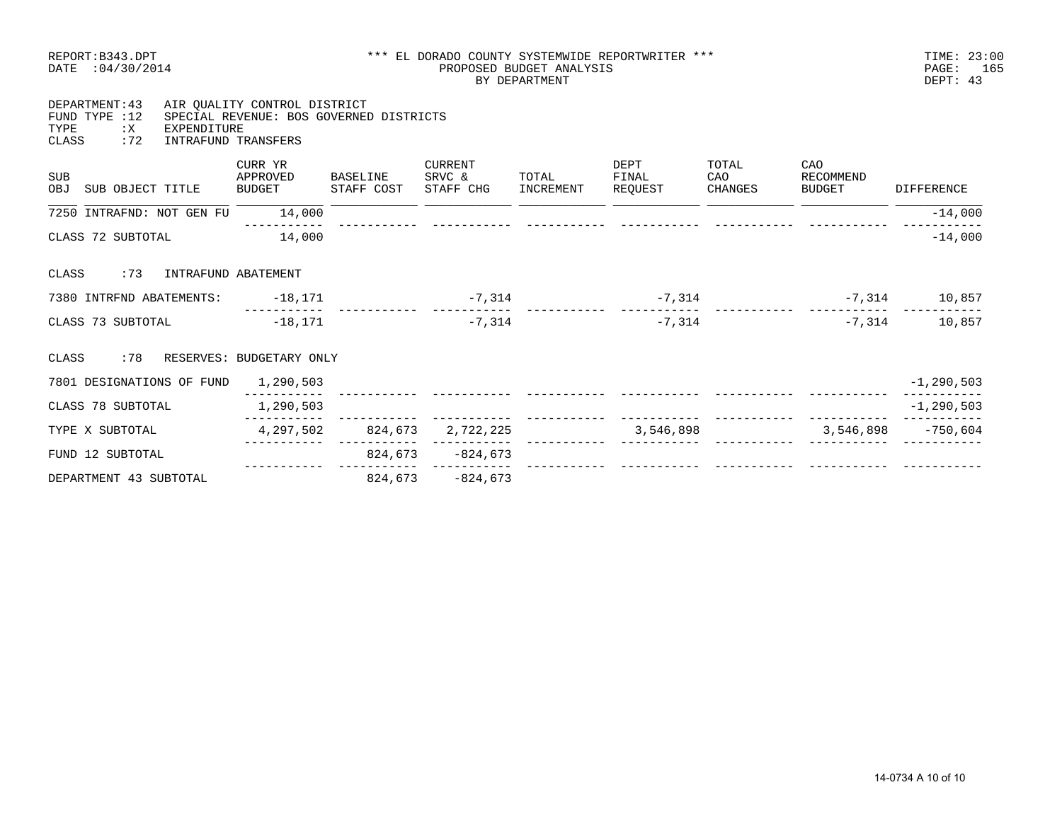REPORT:B343.DPT *** EL DORADO COUNTY SYSTEMWIDE REPORTWRITER *** TIME: 23:00
DATE :04/30/2014 PROPOSED BUDGET ANALYSIS PAGE: 165
BY DEPARTMENT DEPT: 43

DEPARTMENT:43 AIR QUALITY CONTROL DISTRICT
FUND TYPE :12 SPECIAL REVENUE: BOS GOVERNED DISTRICTS
TYPE :X EXPENDITURE
CLASS :72 INTRAFUND TRANSFERS

| SUB OBJ SUB OBJECT TITLE | CURR YR APPROVED BUDGET | BASELINE STAFF COST | CURRENT SRVC & STAFF CHG | TOTAL INCREMENT | DEPT FINAL REQUEST | TOTAL CAO CHANGES | CAO RECOMMEND BUDGET | DIFFERENCE |
|---|---|---|---|---|---|---|---|---|
| 7250 INTRAFND: NOT GEN FU | 14,000 | | | | | | | -14,000 |
| CLASS 72 SUBTOTAL | 14,000 | | | | | | | -14,000 |
| CLASS :73 INTRAFUND ABATEMENT | | | | | | | | |
| 7380 INTRFND ABATEMENTS: | -18,171 | | -7,314 | | -7,314 | | -7,314 | 10,857 |
| CLASS 73 SUBTOTAL | -18,171 | | -7,314 | | -7,314 | | -7,314 | 10,857 |
| CLASS :78 RESERVES: BUDGETARY ONLY | | | | | | | | |
| 7801 DESIGNATIONS OF FUND | 1,290,503 | | | | | | | -1,290,503 |
| CLASS 78 SUBTOTAL | 1,290,503 | | | | | | | -1,290,503 |
| TYPE X SUBTOTAL | 4,297,502 | 824,673 | 2,722,225 | | 3,546,898 | | 3,546,898 | -750,604 |
| FUND 12 SUBTOTAL | | 824,673 | -824,673 | | | | | |
| DEPARTMENT 43 SUBTOTAL | | 824,673 | -824,673 | | | | | |

14-0734 A 10 of 10